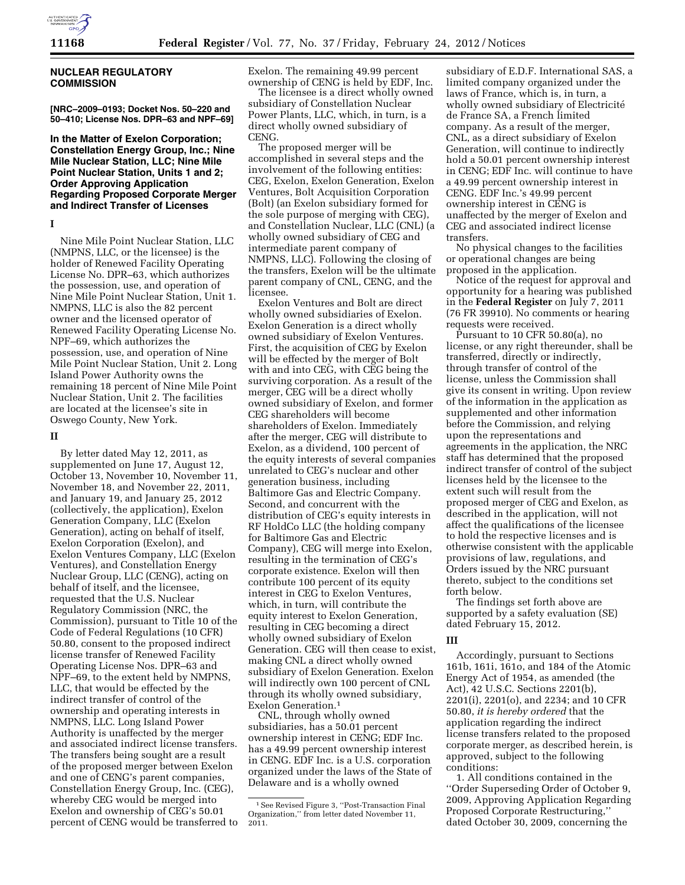## NUCLEAR REGULATORY COMMISSION

**[NRC–2009–0193; Docket Nos. 50–220 and 50–410; License Nos. DPR–63 and NPF–69]**

### In the Matter of Exelon Corporation; Constellation Energy Group, Inc.; Nine Mile Nuclear Station, LLC; Nine Mile Point Nuclear Station, Units 1 and 2; Order Approving Application Regarding Proposed Corporate Merger and Indirect Transfer of Licenses

**I**

Nine Mile Point Nuclear Station, LLC (NMPNS, LLC, or the licensee) is the holder of Renewed Facility Operating License No. DPR–63, which authorizes the possession, use, and operation of Nine Mile Point Nuclear Station, Unit 1. NMPNS, LLC is also the 82 percent owner and the licensed operator of Renewed Facility Operating License No. NPF–69, which authorizes the possession, use, and operation of Nine Mile Point Nuclear Station, Unit 2. Long Island Power Authority owns the remaining 18 percent of Nine Mile Point Nuclear Station, Unit 2. The facilities are located at the licensee's site in Oswego County, New York.

**II**

By letter dated May 12, 2011, as supplemented on June 17, August 12, October 13, November 10, November 11, November 18, and November 22, 2011, and January 19, and January 25, 2012 (collectively, the application), Exelon Generation Company, LLC (Exelon Generation), acting on behalf of itself, Exelon Corporation (Exelon), and Exelon Ventures Company, LLC (Exelon Ventures), and Constellation Energy Nuclear Group, LLC (CENG), acting on behalf of itself, and the licensee, requested that the U.S. Nuclear Regulatory Commission (NRC, the Commission), pursuant to Title 10 of the Code of Federal Regulations (10 CFR) 50.80, consent to the proposed indirect license transfer of Renewed Facility Operating License Nos. DPR–63 and NPF–69, to the extent held by NMPNS, LLC, that would be effected by the indirect transfer of control of the ownership and operating interests in NMPNS, LLC. Long Island Power Authority is unaffected by the merger and associated indirect license transfers. The transfers being sought are a result of the proposed merger between Exelon and one of CENG's parent companies, Constellation Energy Group, Inc. (CEG), whereby CEG would be merged into Exelon and ownership of CEG's 50.01 percent of CENG would be transferred to Exelon. The remaining 49.99 percent ownership of CENG is held by EDF, Inc.

The licensee is a direct wholly owned subsidiary of Constellation Nuclear Power Plants, LLC, which, in turn, is a direct wholly owned subsidiary of CENG.

The proposed merger will be accomplished in several steps and the involvement of the following entities: CEG, Exelon, Exelon Generation, Exelon Ventures, Bolt Acquisition Corporation (Bolt) (an Exelon subsidiary formed for the sole purpose of merging with CEG), and Constellation Nuclear, LLC (CNL) (a wholly owned subsidiary of CEG and intermediate parent company of NMPNS, LLC). Following the closing of the transfers, Exelon will be the ultimate parent company of CNL, CENG, and the licensee.

Exelon Ventures and Bolt are direct wholly owned subsidiaries of Exelon. Exelon Generation is a direct wholly owned subsidiary of Exelon Ventures. First, the acquisition of CEG by Exelon will be effected by the merger of Bolt with and into CEG, with CEG being the surviving corporation. As a result of the merger, CEG will be a direct wholly owned subsidiary of Exelon, and former CEG shareholders will become shareholders of Exelon. Immediately after the merger, CEG will distribute to Exelon, as a dividend, 100 percent of the equity interests of several companies unrelated to CEG's nuclear and other generation business, including Baltimore Gas and Electric Company. Second, and concurrent with the distribution of CEG's equity interests in RF HoldCo LLC (the holding company for Baltimore Gas and Electric Company), CEG will merge into Exelon, resulting in the termination of CEG's corporate existence. Exelon will then contribute 100 percent of its equity interest in CEG to Exelon Ventures, which, in turn, will contribute the equity interest to Exelon Generation, resulting in CEG becoming a direct wholly owned subsidiary of Exelon Generation. CEG will then cease to exist, making CNL a direct wholly owned subsidiary of Exelon Generation. Exelon will indirectly own 100 percent of CNL through its wholly owned subsidiary, Exelon Generation.[1]

CNL, through wholly owned subsidiaries, has a 50.01 percent ownership interest in CENG; EDF Inc. has a 49.99 percent ownership interest in CENG. EDF Inc. is a U.S. corporation organized under the laws of the State of Delaware and is a wholly owned subsidiary of E.D.F. International SAS, a limited company organized under the laws of France, which is, in turn, a wholly owned subsidiary of Electricité de France SA, a French limited company. As a result of the merger, CNL, as a direct subsidiary of Exelon Generation, will continue to indirectly hold a 50.01 percent ownership interest in CENG; EDF Inc. will continue to have a 49.99 percent ownership interest in CENG. EDF Inc.'s 49.99 percent ownership interest in CENG is unaffected by the merger of Exelon and CEG and associated indirect license transfers.

No physical changes to the facilities or operational changes are being proposed in the application.

Notice of the request for approval and opportunity for a hearing was published in the **Federal Register** on July 7, 2011 (76 FR 39910). No comments or hearing requests were received.

Pursuant to 10 CFR 50.80(a), no license, or any right thereunder, shall be transferred, directly or indirectly, through transfer of control of the license, unless the Commission shall give its consent in writing. Upon review of the information in the application as supplemented and other information before the Commission, and relying upon the representations and agreements in the application, the NRC staff has determined that the proposed indirect transfer of control of the subject licenses held by the licensee to the extent such will result from the proposed merger of CEG and Exelon, as described in the application, will not affect the qualifications of the licensee to hold the respective licenses and is otherwise consistent with the applicable provisions of law, regulations, and Orders issued by the NRC pursuant thereto, subject to the conditions set forth below.

The findings set forth above are supported by a safety evaluation (SE) dated February 15, 2012.

**III**

Accordingly, pursuant to Sections 161b, 161i, 161o, and 184 of the Atomic Energy Act of 1954, as amended (the Act), 42 U.S.C. Sections 2201(b), 2201(i), 2201(o), and 2234; and 10 CFR 50.80, *it is hereby ordered* that the application regarding the indirect license transfers related to the proposed corporate merger, as described herein, is approved, subject to the following conditions:

1. All conditions contained in the ''Order Superseding Order of October 9, 2009, Approving Application Regarding Proposed Corporate Restructuring,'' dated October 30, 2009, concerning the

[1] See Revised Figure 3, ''Post-Transaction Final Organization,'' from letter dated November 11, 2011.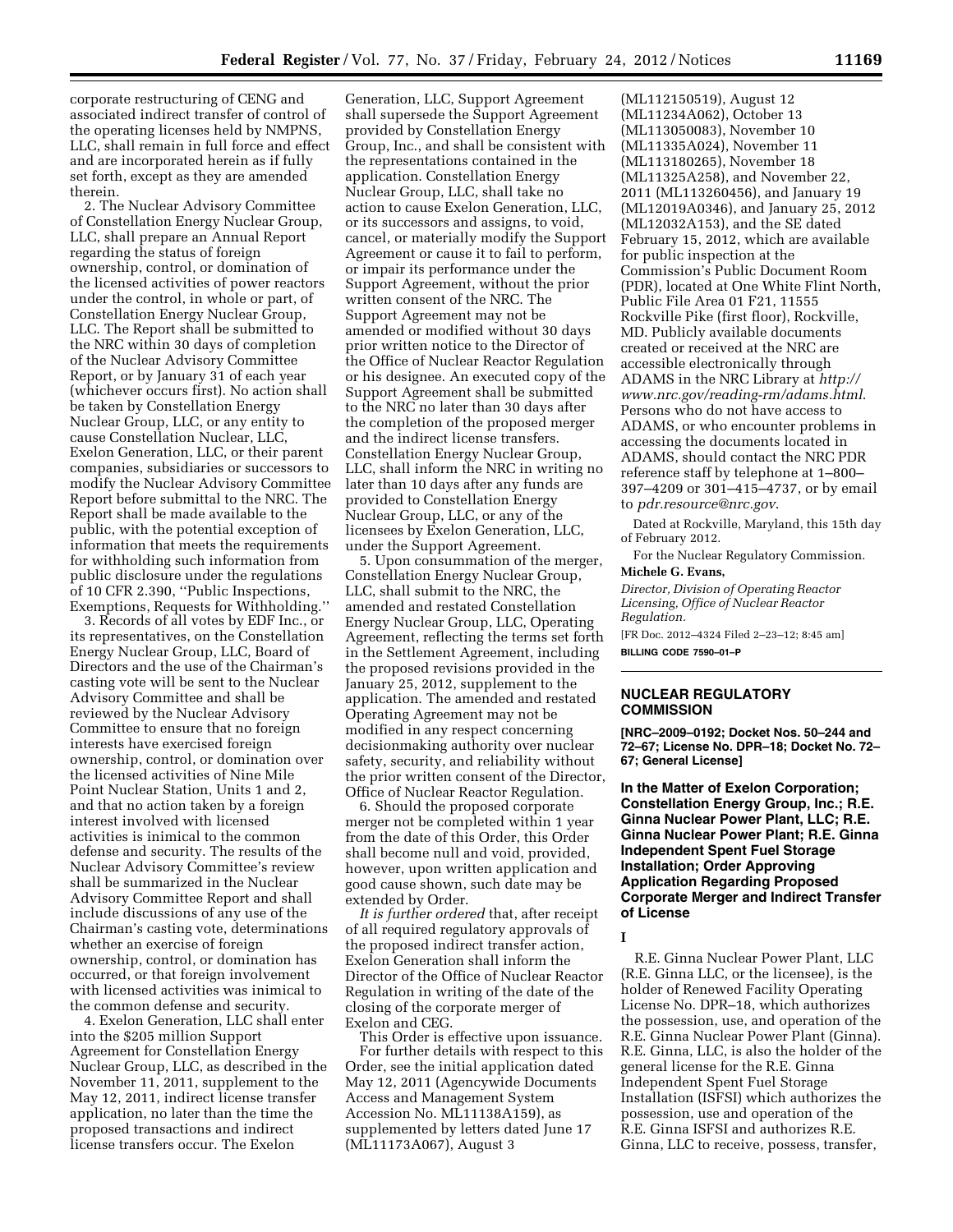corporate restructuring of CENG and associated indirect transfer of control of the operating licenses held by NMPNS, LLC, shall remain in full force and effect and are incorporated herein as if fully set forth, except as they are amended therein.

2. The Nuclear Advisory Committee of Constellation Energy Nuclear Group, LLC, shall prepare an Annual Report regarding the status of foreign ownership, control, or domination of the licensed activities of power reactors under the control, in whole or part, of Constellation Energy Nuclear Group, LLC. The Report shall be submitted to the NRC within 30 days of completion of the Nuclear Advisory Committee Report, or by January 31 of each year (whichever occurs first). No action shall be taken by Constellation Energy Nuclear Group, LLC, or any entity to cause Constellation Nuclear, LLC, Exelon Generation, LLC, or their parent companies, subsidiaries or successors to modify the Nuclear Advisory Committee Report before submittal to the NRC. The Report shall be made available to the public, with the potential exception of information that meets the requirements for withholding such information from public disclosure under the regulations of 10 CFR 2.390, ''Public Inspections, Exemptions, Requests for Withholding.''

3. Records of all votes by EDF Inc., or its representatives, on the Constellation Energy Nuclear Group, LLC, Board of Directors and the use of the Chairman's casting vote will be sent to the Nuclear Advisory Committee and shall be reviewed by the Nuclear Advisory Committee to ensure that no foreign interests have exercised foreign ownership, control, or domination over the licensed activities of Nine Mile Point Nuclear Station, Units 1 and 2, and that no action taken by a foreign interest involved with licensed activities is inimical to the common defense and security. The results of the Nuclear Advisory Committee's review shall be summarized in the Nuclear Advisory Committee Report and shall include discussions of any use of the Chairman's casting vote, determinations whether an exercise of foreign ownership, control, or domination has occurred, or that foreign involvement with licensed activities was inimical to the common defense and security.

4. Exelon Generation, LLC shall enter into the $205 million Support Agreement for Constellation Energy Nuclear Group, LLC, as described in the November 11, 2011, supplement to the May 12, 2011, indirect license transfer application, no later than the time the proposed transactions and indirect license transfers occur. The Exelon Generation, LLC, Support Agreement shall supersede the Support Agreement provided by Constellation Energy Group, Inc., and shall be consistent with the representations contained in the application. Constellation Energy Nuclear Group, LLC, shall take no action to cause Exelon Generation, LLC, or its successors and assigns, to void, cancel, or materially modify the Support Agreement or cause it to fail to perform, or impair its performance under the Support Agreement, without the prior written consent of the NRC. The Support Agreement may not be amended or modified without 30 days prior written notice to the Director of the Office of Nuclear Reactor Regulation or his designee. An executed copy of the Support Agreement shall be submitted to the NRC no later than 30 days after the completion of the proposed merger and the indirect license transfers. Constellation Energy Nuclear Group, LLC, shall inform the NRC in writing no later than 10 days after any funds are provided to Constellation Energy Nuclear Group, LLC, or any of the licensees by Exelon Generation, LLC, under the Support Agreement.

5. Upon consummation of the merger, Constellation Energy Nuclear Group, LLC, shall submit to the NRC, the amended and restated Constellation Energy Nuclear Group, LLC, Operating Agreement, reflecting the terms set forth in the Settlement Agreement, including the proposed revisions provided in the January 25, 2012, supplement to the application. The amended and restated Operating Agreement may not be modified in any respect concerning decisionmaking authority over nuclear safety, security, and reliability without the prior written consent of the Director, Office of Nuclear Reactor Regulation.

6. Should the proposed corporate merger not be completed within 1 year from the date of this Order, this Order shall become null and void, provided, however, upon written application and good cause shown, such date may be extended by Order.

*It is further ordered* that, after receipt of all required regulatory approvals of the proposed indirect transfer action, Exelon Generation shall inform the Director of the Office of Nuclear Reactor Regulation in writing of the date of the closing of the corporate merger of Exelon and CEG.

This Order is effective upon issuance.

For further details with respect to this Order, see the initial application dated May 12, 2011 (Agencywide Documents Access and Management System Accession No. ML11138A159), as supplemented by letters dated June 17 (ML11173A067), August 3 (ML112150519), August 12 (ML11234A062), October 13 (ML113050083), November 10 (ML11335A024), November 11 (ML113180265), November 18 (ML11325A258), and November 22, 2011 (ML113260456), and January 19 (ML12019A0346), and January 25, 2012 (ML12032A153), and the SE dated February 15, 2012, which are available for public inspection at the Commission's Public Document Room (PDR), located at One White Flint North, Public File Area 01 F21, 11555 Rockville Pike (first floor), Rockville, MD. Publicly available documents created or received at the NRC are accessible electronically through ADAMS in the NRC Library at *http://www.nrc.gov/reading-rm/adams.html*. Persons who do not have access to ADAMS, or who encounter problems in accessing the documents located in ADAMS, should contact the NRC PDR reference staff by telephone at 1–800–397–4209 or 301–415–4737, or by email to *pdr.resource@nrc.gov*.

Dated at Rockville, Maryland, this 15th day of February 2012.

For the Nuclear Regulatory Commission.

**Michele G. Evans,**

*Director, Division of Operating Reactor Licensing, Office of Nuclear Reactor Regulation.*

[FR Doc. 2012–4324 Filed 2–23–12; 8:45 am]

**BILLING CODE 7590–01–P**

## NUCLEAR REGULATORY COMMISSION

**[NRC–2009–0192; Docket Nos. 50–244 and 72–67; License No. DPR–18; Docket No. 72–67; General License]**

## In the Matter of Exelon Corporation; Constellation Energy Group, Inc.; R.E. Ginna Nuclear Power Plant, LLC; R.E. Ginna Nuclear Power Plant; R.E. Ginna Independent Spent Fuel Storage Installation; Order Approving Application Regarding Proposed Corporate Merger and Indirect Transfer of License

### I

R.E. Ginna Nuclear Power Plant, LLC (R.E. Ginna LLC, or the licensee), is the holder of Renewed Facility Operating License No. DPR–18, which authorizes the possession, use, and operation of the R.E. Ginna Nuclear Power Plant (Ginna). R.E. Ginna, LLC, is also the holder of the general license for the R.E. Ginna Independent Spent Fuel Storage Installation (ISFSI) which authorizes the possession, use and operation of the R.E. Ginna ISFSI and authorizes R.E. Ginna, LLC to receive, possess, transfer,